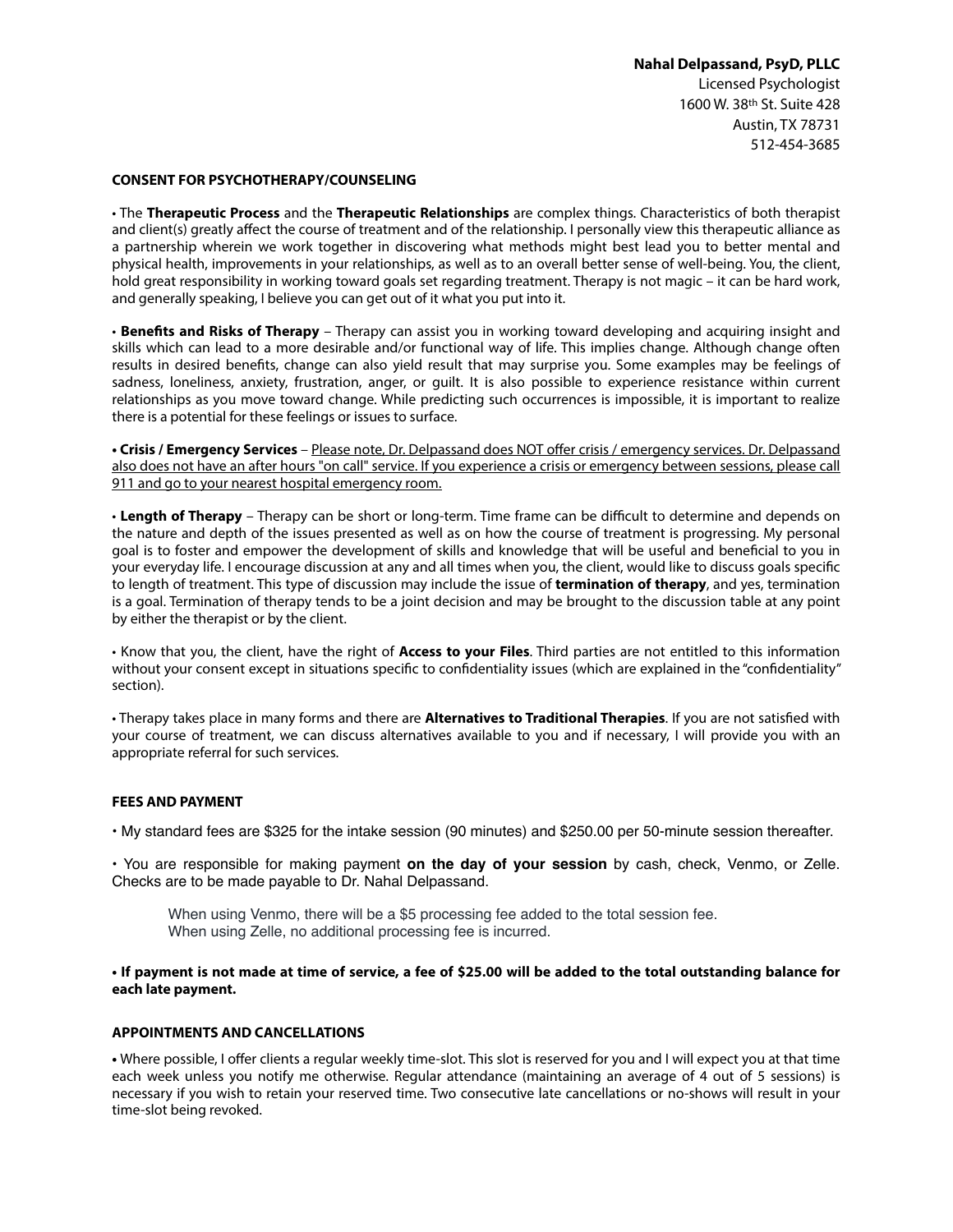**Nahal Delpassand, PsyD, PLLC**
Licensed Psychologist
1600 W. 38th St. Suite 428
Austin, TX 78731
512-454-3685

## CONSENT FOR PSYCHOTHERAPY/COUNSELING

• The **Therapeutic Process** and the **Therapeutic Relationships** are complex things. Characteristics of both therapist and client(s) greatly affect the course of treatment and of the relationship. I personally view this therapeutic alliance as a partnership wherein we work together in discovering what methods might best lead you to better mental and physical health, improvements in your relationships, as well as to an overall better sense of well-being. You, the client, hold great responsibility in working toward goals set regarding treatment. Therapy is not magic – it can be hard work, and generally speaking, I believe you can get out of it what you put into it.

• **Benefits and Risks of Therapy** – Therapy can assist you in working toward developing and acquiring insight and skills which can lead to a more desirable and/or functional way of life. This implies change. Although change often results in desired benefits, change can also yield result that may surprise you. Some examples may be feelings of sadness, loneliness, anxiety, frustration, anger, or guilt. It is also possible to experience resistance within current relationships as you move toward change. While predicting such occurrences is impossible, it is important to realize there is a potential for these feelings or issues to surface.

• **Crisis / Emergency Services** – <u>Please note, Dr. Delpassand does NOT offer crisis / emergency services. Dr. Delpassand also does not have an after hours "on call" service. If you experience a crisis or emergency between sessions, please call 911 and go to your nearest hospital emergency room.</u>

• **Length of Therapy** – Therapy can be short or long-term. Time frame can be difficult to determine and depends on the nature and depth of the issues presented as well as on how the course of treatment is progressing. My personal goal is to foster and empower the development of skills and knowledge that will be useful and beneficial to you in your everyday life. I encourage discussion at any and all times when you, the client, would like to discuss goals specific to length of treatment. This type of discussion may include the issue of **termination of therapy**, and yes, termination is a goal. Termination of therapy tends to be a joint decision and may be brought to the discussion table at any point by either the therapist or by the client.

• Know that you, the client, have the right of **Access to your Files**. Third parties are not entitled to this information without your consent except in situations specific to confidentiality issues (which are explained in the "confidentiality" section).

• Therapy takes place in many forms and there are **Alternatives to Traditional Therapies**. If you are not satisfied with your course of treatment, we can discuss alternatives available to you and if necessary, I will provide you with an appropriate referral for such services.

## FEES AND PAYMENT

• My standard fees are $325 for the intake session (90 minutes) and $250.00 per 50-minute session thereafter.

• You are responsible for making payment **on the day of your session** by cash, check, Venmo, or Zelle. Checks are to be made payable to Dr. Nahal Delpassand.

> When using Venmo, there will be a $5 processing fee added to the total session fee.
> When using Zelle, no additional processing fee is incurred.

**• If payment is not made at time of service, a fee of $25.00 will be added to the total outstanding balance for each late payment.**

## APPOINTMENTS AND CANCELLATIONS

• Where possible, I offer clients a regular weekly time-slot. This slot is reserved for you and I will expect you at that time each week unless you notify me otherwise. Regular attendance (maintaining an average of 4 out of 5 sessions) is necessary if you wish to retain your reserved time. Two consecutive late cancellations or no-shows will result in your time-slot being revoked.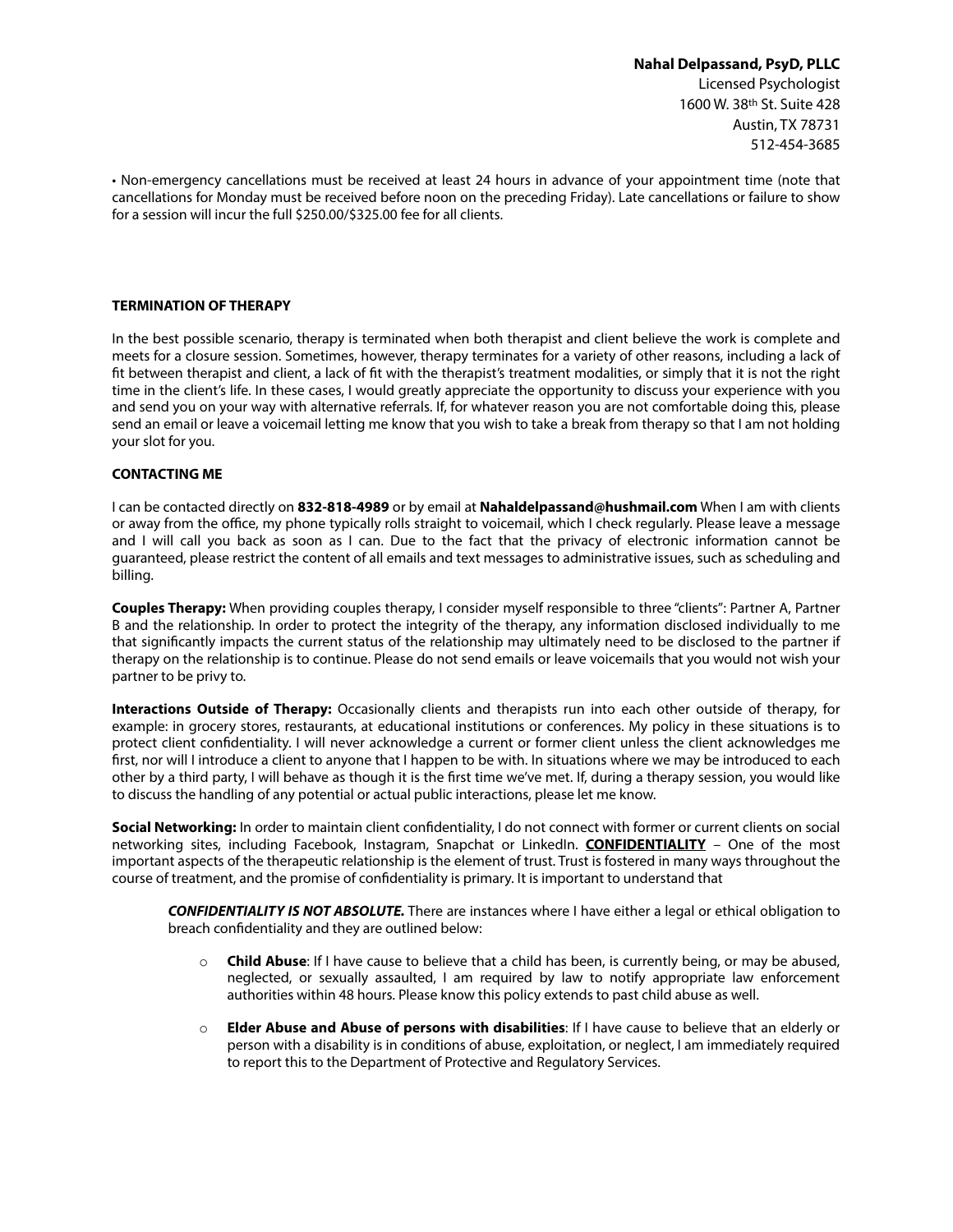**Nahal Delpassand, PsyD, PLLC**
Licensed Psychologist
1600 W. 38th St. Suite 428
Austin, TX 78731
512-454-3685

• Non-emergency cancellations must be received at least 24 hours in advance of your appointment time (note that cancellations for Monday must be received before noon on the preceding Friday). Late cancellations or failure to show for a session will incur the full $250.00/$325.00 fee for all clients.

**TERMINATION OF THERAPY**

In the best possible scenario, therapy is terminated when both therapist and client believe the work is complete and meets for a closure session. Sometimes, however, therapy terminates for a variety of other reasons, including a lack of fit between therapist and client, a lack of fit with the therapist's treatment modalities, or simply that it is not the right time in the client's life. In these cases, I would greatly appreciate the opportunity to discuss your experience with you and send you on your way with alternative referrals. If, for whatever reason you are not comfortable doing this, please send an email or leave a voicemail letting me know that you wish to take a break from therapy so that I am not holding your slot for you.

**CONTACTING ME**

I can be contacted directly on **832-818-4989** or by email at **Nahaldelpassand@hushmail.com** When I am with clients or away from the office, my phone typically rolls straight to voicemail, which I check regularly. Please leave a message and I will call you back as soon as I can. Due to the fact that the privacy of electronic information cannot be guaranteed, please restrict the content of all emails and text messages to administrative issues, such as scheduling and billing.

**Couples Therapy:** When providing couples therapy, I consider myself responsible to three "clients": Partner A, Partner B and the relationship. In order to protect the integrity of the therapy, any information disclosed individually to me that significantly impacts the current status of the relationship may ultimately need to be disclosed to the partner if therapy on the relationship is to continue. Please do not send emails or leave voicemails that you would not wish your partner to be privy to.

**Interactions Outside of Therapy:** Occasionally clients and therapists run into each other outside of therapy, for example: in grocery stores, restaurants, at educational institutions or conferences. My policy in these situations is to protect client confidentiality. I will never acknowledge a current or former client unless the client acknowledges me first, nor will I introduce a client to anyone that I happen to be with. In situations where we may be introduced to each other by a third party, I will behave as though it is the first time we've met. If, during a therapy session, you would like to discuss the handling of any potential or actual public interactions, please let me know.

**Social Networking:** In order to maintain client confidentiality, I do not connect with former or current clients on social networking sites, including Facebook, Instagram, Snapchat or LinkedIn. **CONFIDENTIALITY** – One of the most important aspects of the therapeutic relationship is the element of trust. Trust is fostered in many ways throughout the course of treatment, and the promise of confidentiality is primary. It is important to understand that

> ***CONFIDENTIALITY IS NOT ABSOLUTE.*** There are instances where I have either a legal or ethical obligation to breach confidentiality and they are outlined below:
>
> - **Child Abuse**: If I have cause to believe that a child has been, is currently being, or may be abused, neglected, or sexually assaulted, I am required by law to notify appropriate law enforcement authorities within 48 hours. Please know this policy extends to past child abuse as well.
> - **Elder Abuse and Abuse of persons with disabilities**: If I have cause to believe that an elderly or person with a disability is in conditions of abuse, exploitation, or neglect, I am immediately required to report this to the Department of Protective and Regulatory Services.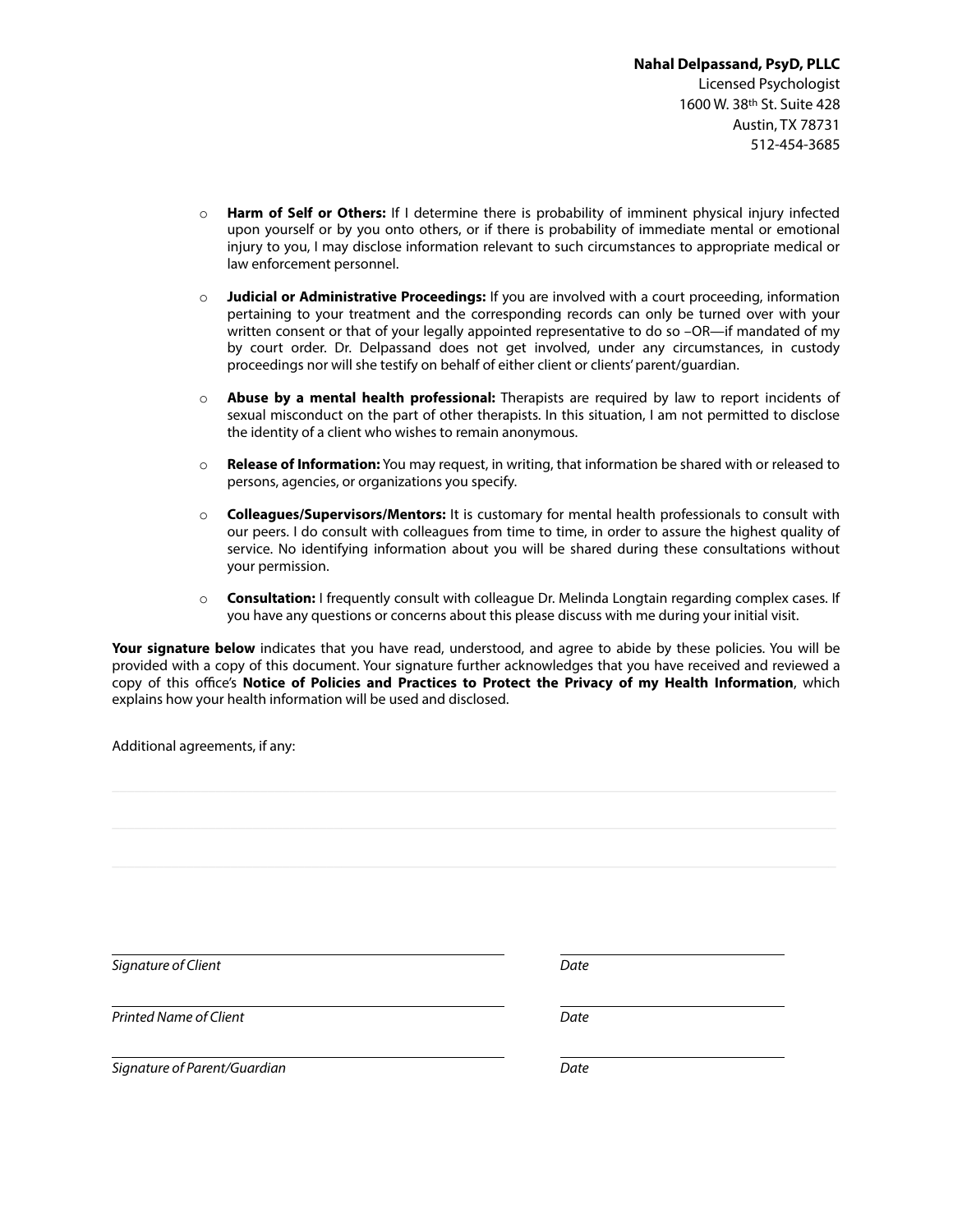**Nahal Delpassand, PsyD, PLLC**
Licensed Psychologist
1600 W. 38th St. Suite 428
Austin, TX 78731
512-454-3685

- **Harm of Self or Others:** If I determine there is probability of imminent physical injury infected upon yourself or by you onto others, or if there is probability of immediate mental or emotional injury to you, I may disclose information relevant to such circumstances to appropriate medical or law enforcement personnel.
- **Judicial or Administrative Proceedings:** If you are involved with a court proceeding, information pertaining to your treatment and the corresponding records can only be turned over with your written consent or that of your legally appointed representative to do so –OR—if mandated of my by court order. Dr. Delpassand does not get involved, under any circumstances, in custody proceedings nor will she testify on behalf of either client or clients' parent/guardian.
- **Abuse by a mental health professional:** Therapists are required by law to report incidents of sexual misconduct on the part of other therapists. In this situation, I am not permitted to disclose the identity of a client who wishes to remain anonymous.
- **Release of Information:** You may request, in writing, that information be shared with or released to persons, agencies, or organizations you specify.
- **Colleagues/Supervisors/Mentors:** It is customary for mental health professionals to consult with our peers. I do consult with colleagues from time to time, in order to assure the highest quality of service. No identifying information about you will be shared during these consultations without your permission.
- **Consultation:** I frequently consult with colleague Dr. Melinda Longtain regarding complex cases. If you have any questions or concerns about this please discuss with me during your initial visit.

**Your signature below** indicates that you have read, understood, and agree to abide by these policies. You will be provided with a copy of this document. Your signature further acknowledges that you have received and reviewed a copy of this office's **Notice of Policies and Practices to Protect the Privacy of my Health Information**, which explains how your health information will be used and disclosed.

Additional agreements, if any:

______________________________________________

______________________________________________

______________________________________________

______________________________ ______________
*Signature of Client* *Date*

______________________________ ______________
*Printed Name of Client* *Date*

______________________________ ______________
*Signature of Parent/Guardian* *Date*